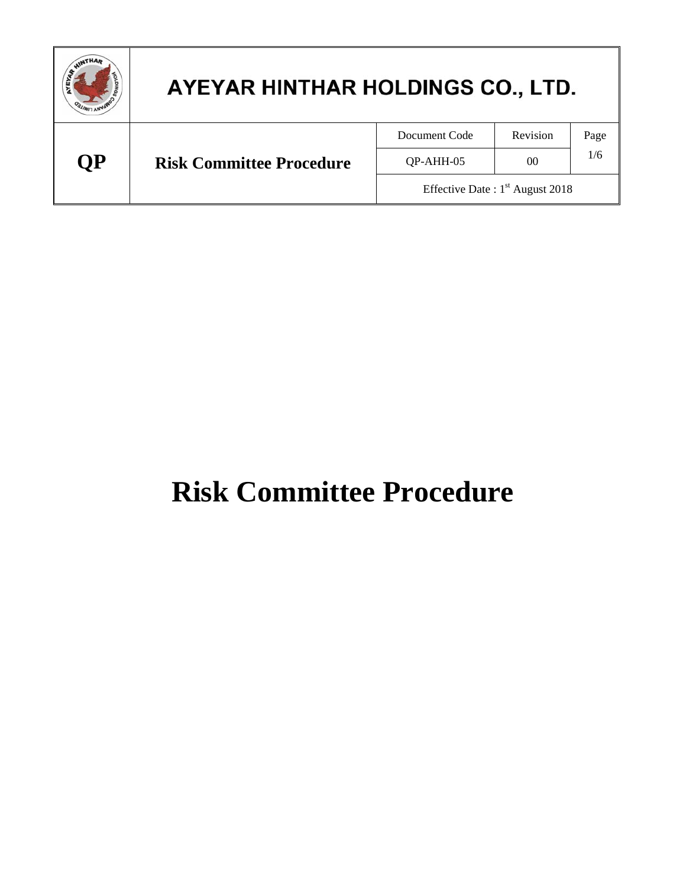# Risk Committee Procedure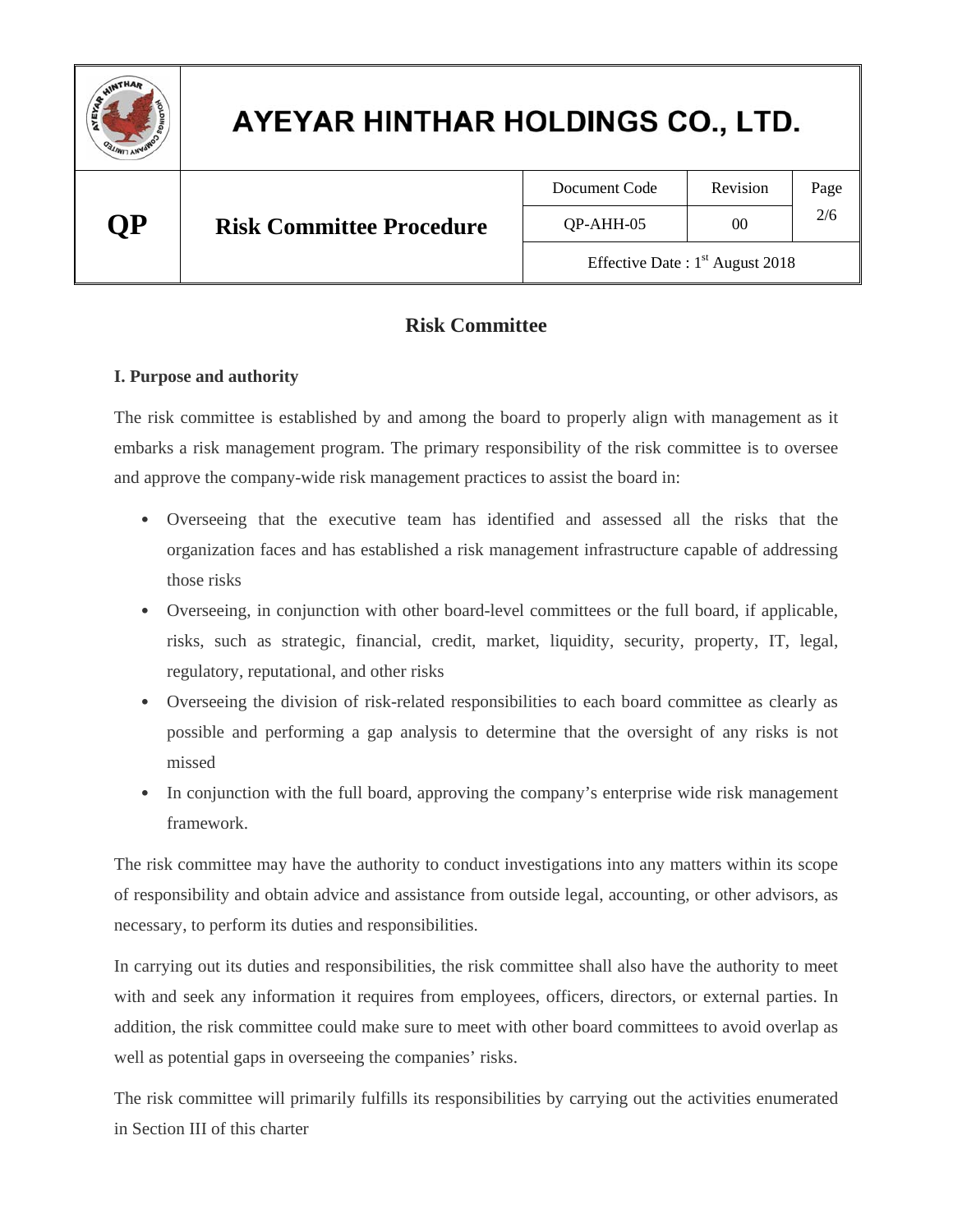## Risk Committee

**I. Purpose and authority**

The risk committee is established by and among the board to properly align with management as it embarks a risk management program. The primary responsibility of the risk committee is to oversee and approve the company-wide risk management practices to assist the board in:

- Overseeing that the executive team has identified and assessed all the risks that the organization faces and has established a risk management infrastructure capable of addressing those risks
- Overseeing, in conjunction with other board-level committees or the full board, if applicable, risks, such as strategic, financial, credit, market, liquidity, security, property, IT, legal, regulatory, reputational, and other risks
- Overseeing the division of risk-related responsibilities to each board committee as clearly as possible and performing a gap analysis to determine that the oversight of any risks is not missed
- In conjunction with the full board, approving the company's enterprise wide risk management framework.

The risk committee may have the authority to conduct investigations into any matters within its scope of responsibility and obtain advice and assistance from outside legal, accounting, or other advisors, as necessary, to perform its duties and responsibilities.

In carrying out its duties and responsibilities, the risk committee shall also have the authority to meet with and seek any information it requires from employees, officers, directors, or external parties. In addition, the risk committee could make sure to meet with other board committees to avoid overlap as well as potential gaps in overseeing the companies' risks.

The risk committee will primarily fulfills its responsibilities by carrying out the activities enumerated in Section III of this charter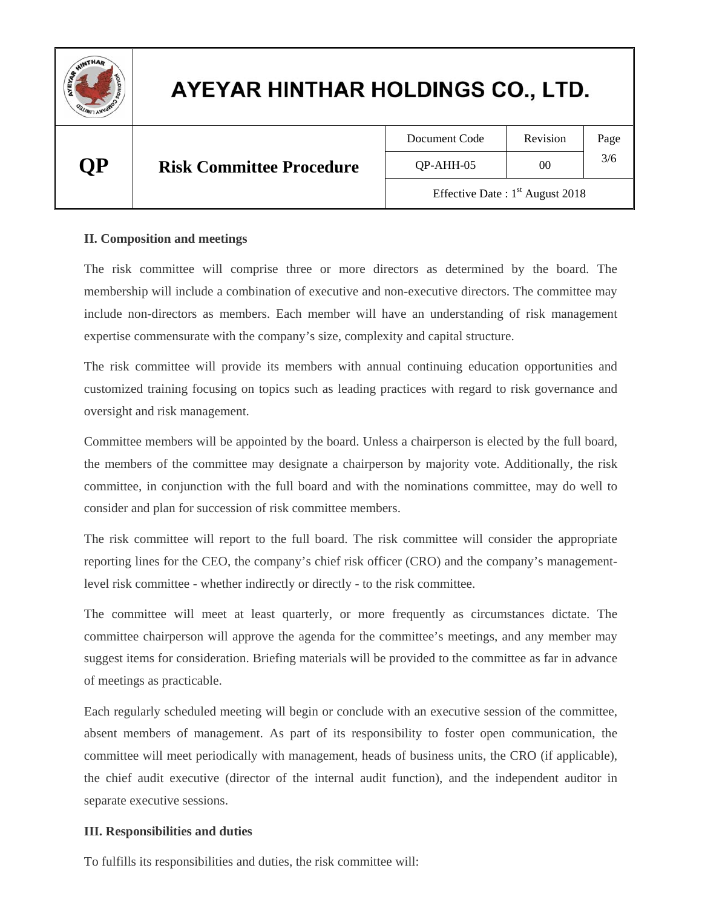## II. Composition and meetings

The risk committee will comprise three or more directors as determined by the board. The membership will include a combination of executive and non-executive directors. The committee may include non-directors as members. Each member will have an understanding of risk management expertise commensurate with the company's size, complexity and capital structure.

The risk committee will provide its members with annual continuing education opportunities and customized training focusing on topics such as leading practices with regard to risk governance and oversight and risk management.

Committee members will be appointed by the board. Unless a chairperson is elected by the full board, the members of the committee may designate a chairperson by majority vote. Additionally, the risk committee, in conjunction with the full board and with the nominations committee, may do well to consider and plan for succession of risk committee members.

The risk committee will report to the full board. The risk committee will consider the appropriate reporting lines for the CEO, the company's chief risk officer (CRO) and the company's management-level risk committee - whether indirectly or directly - to the risk committee.

The committee will meet at least quarterly, or more frequently as circumstances dictate. The committee chairperson will approve the agenda for the committee's meetings, and any member may suggest items for consideration. Briefing materials will be provided to the committee as far in advance of meetings as practicable.

Each regularly scheduled meeting will begin or conclude with an executive session of the committee, absent members of management. As part of its responsibility to foster open communication, the committee will meet periodically with management, heads of business units, the CRO (if applicable), the chief audit executive (director of the internal audit function), and the independent auditor in separate executive sessions.

## III. Responsibilities and duties

To fulfills its responsibilities and duties, the risk committee will: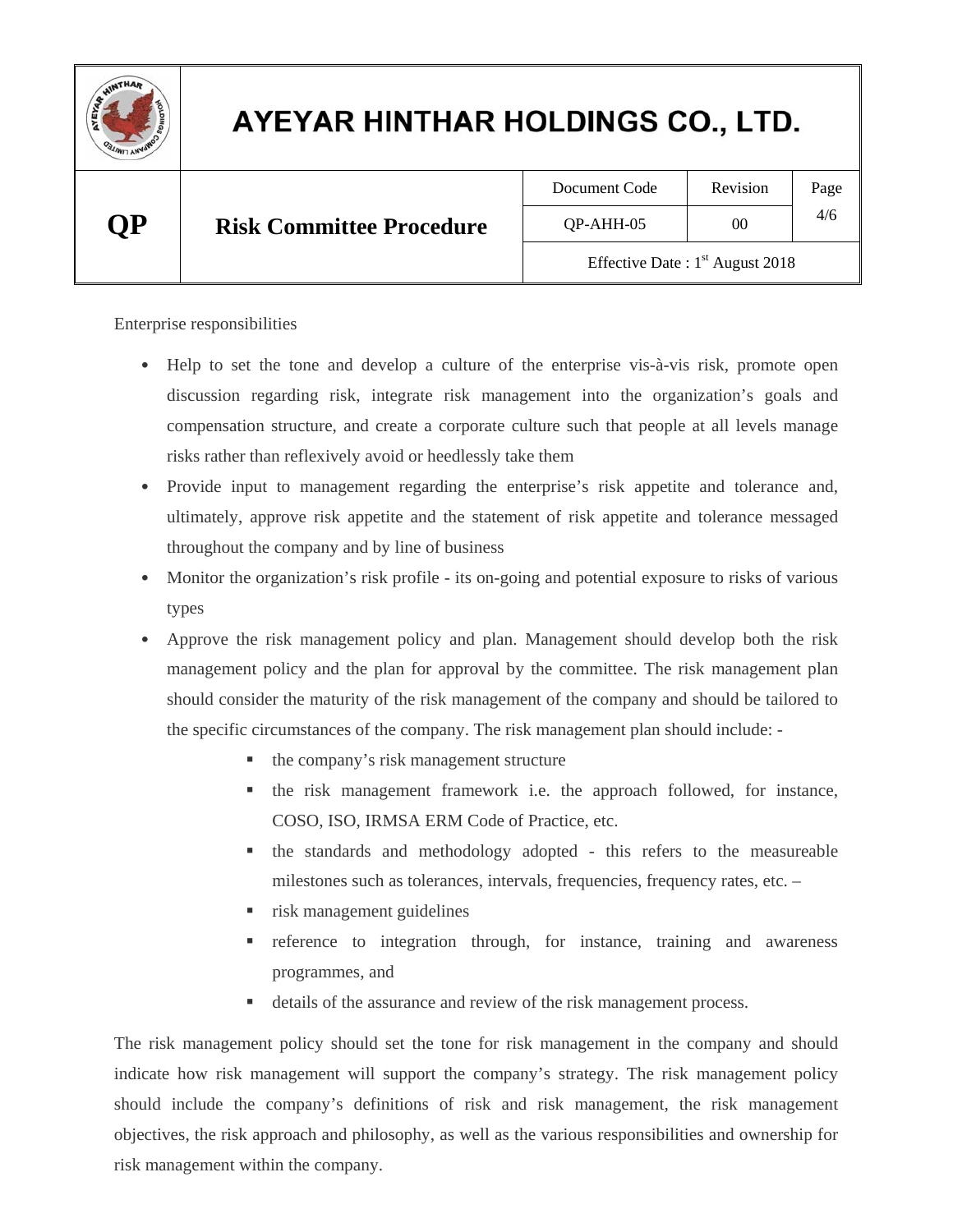Enterprise responsibilities

- Help to set the tone and develop a culture of the enterprise vis-à-vis risk, promote open discussion regarding risk, integrate risk management into the organization's goals and compensation structure, and create a corporate culture such that people at all levels manage risks rather than reflexively avoid or heedlessly take them
- Provide input to management regarding the enterprise's risk appetite and tolerance and, ultimately, approve risk appetite and the statement of risk appetite and tolerance messaged throughout the company and by line of business
- Monitor the organization's risk profile - its on-going and potential exposure to risks of various types
- Approve the risk management policy and plan. Management should develop both the risk management policy and the plan for approval by the committee. The risk management plan should consider the maturity of the risk management of the company and should be tailored to the specific circumstances of the company. The risk management plan should include: -
  - the company's risk management structure
  - the risk management framework i.e. the approach followed, for instance, COSO, ISO, IRMSA ERM Code of Practice, etc.
  - the standards and methodology adopted - this refers to the measureable milestones such as tolerances, intervals, frequencies, frequency rates, etc. –
  - risk management guidelines
  - reference to integration through, for instance, training and awareness programmes, and
  - details of the assurance and review of the risk management process.

The risk management policy should set the tone for risk management in the company and should indicate how risk management will support the company's strategy. The risk management policy should include the company's definitions of risk and risk management, the risk management objectives, the risk approach and philosophy, as well as the various responsibilities and ownership for risk management within the company.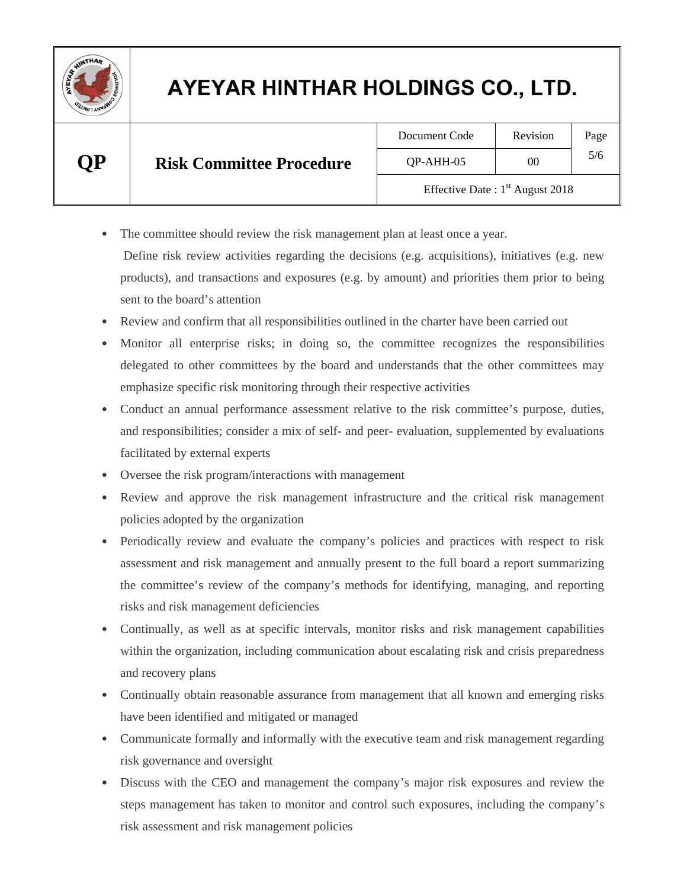- The committee should review the risk management plan at least once a year.
  Define risk review activities regarding the decisions (e.g. acquisitions), initiatives (e.g. new products), and transactions and exposures (e.g. by amount) and priorities them prior to being sent to the board's attention
- Review and confirm that all responsibilities outlined in the charter have been carried out
- Monitor all enterprise risks; in doing so, the committee recognizes the responsibilities delegated to other committees by the board and understands that the other committees may emphasize specific risk monitoring through their respective activities
- Conduct an annual performance assessment relative to the risk committee's purpose, duties, and responsibilities; consider a mix of self- and peer- evaluation, supplemented by evaluations facilitated by external experts
- Oversee the risk program/interactions with management
- Review and approve the risk management infrastructure and the critical risk management policies adopted by the organization
- Periodically review and evaluate the company's policies and practices with respect to risk assessment and risk management and annually present to the full board a report summarizing the committee's review of the company's methods for identifying, managing, and reporting risks and risk management deficiencies
- Continually, as well as at specific intervals, monitor risks and risk management capabilities within the organization, including communication about escalating risk and crisis preparedness and recovery plans
- Continually obtain reasonable assurance from management that all known and emerging risks have been identified and mitigated or managed
- Communicate formally and informally with the executive team and risk management regarding risk governance and oversight
- Discuss with the CEO and management the company's major risk exposures and review the steps management has taken to monitor and control such exposures, including the company's risk assessment and risk management policies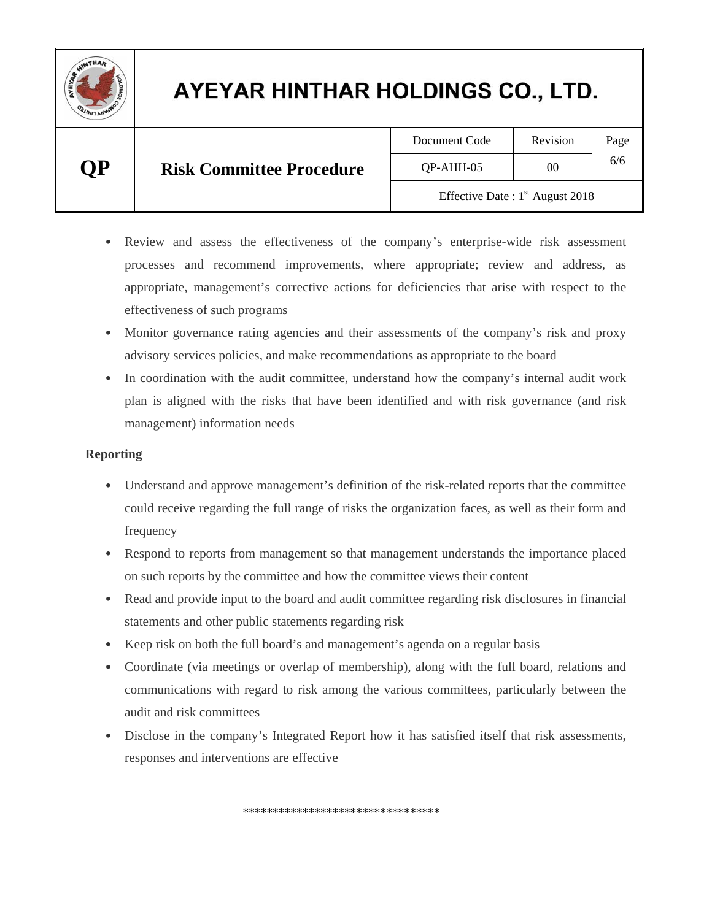- Review and assess the effectiveness of the company's enterprise-wide risk assessment processes and recommend improvements, where appropriate; review and address, as appropriate, management's corrective actions for deficiencies that arise with respect to the effectiveness of such programs
- Monitor governance rating agencies and their assessments of the company's risk and proxy advisory services policies, and make recommendations as appropriate to the board
- In coordination with the audit committee, understand how the company's internal audit work plan is aligned with the risks that have been identified and with risk governance (and risk management) information needs

**Reporting**

- Understand and approve management's definition of the risk-related reports that the committee could receive regarding the full range of risks the organization faces, as well as their form and frequency
- Respond to reports from management so that management understands the importance placed on such reports by the committee and how the committee views their content
- Read and provide input to the board and audit committee regarding risk disclosures in financial statements and other public statements regarding risk
- Keep risk on both the full board's and management's agenda on a regular basis
- Coordinate (via meetings or overlap of membership), along with the full board, relations and communications with regard to risk among the various committees, particularly between the audit and risk committees
- Disclose in the company's Integrated Report how it has satisfied itself that risk assessments, responses and interventions are effective

*********************************